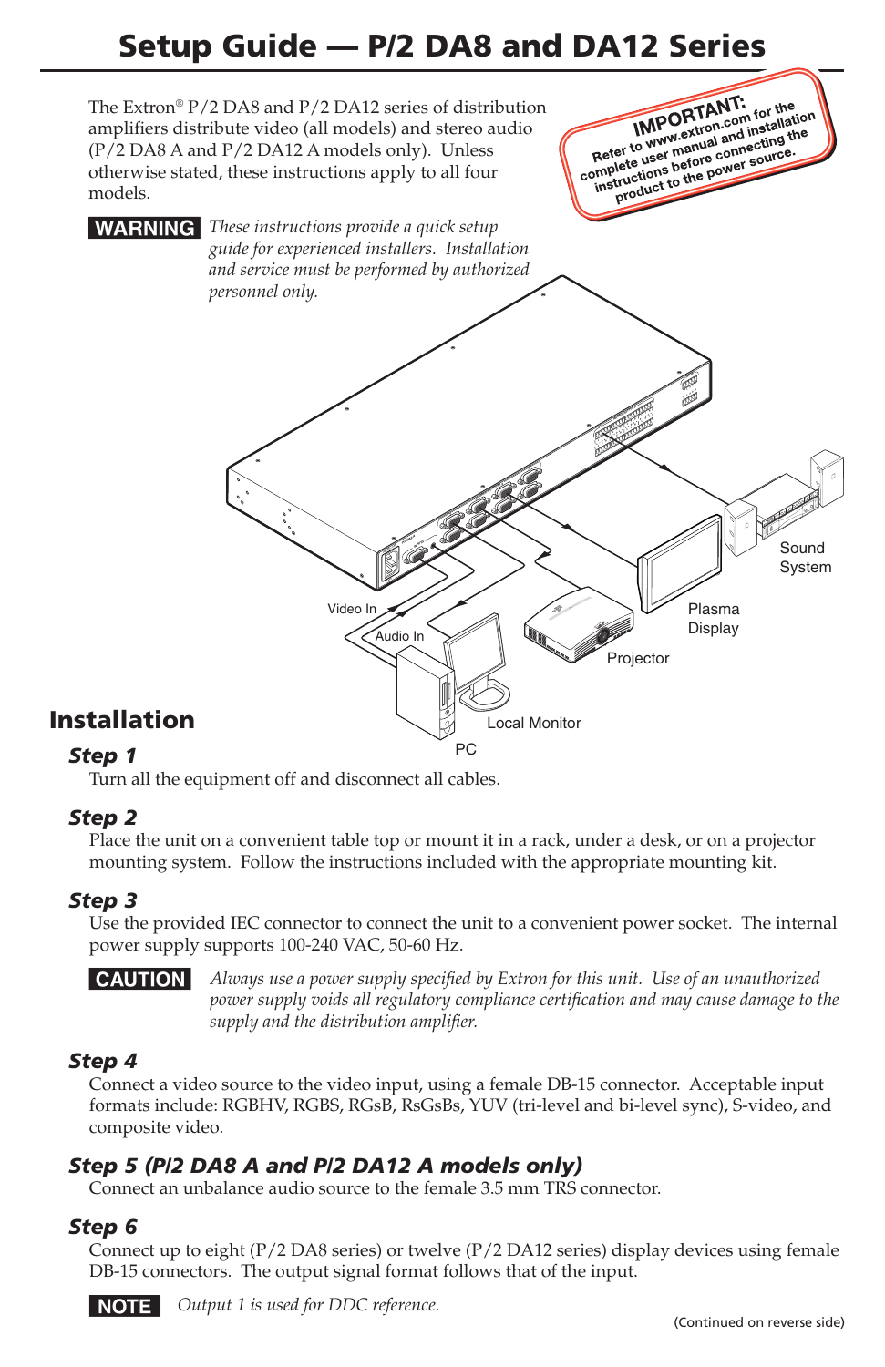# Setup Guide — P/2 DA8 and DA12 Series

The Extron® P/2 DA8 and P/2 DA12 series of distribution amplifiers distribute video (all models) and stereo audio (P/2 DA8 A and P/2 DA12 A models only). Unless otherwise stated, these instructions apply to all four models.

**IMPORTANT:** Refer to www.extron.com for the complete user manual and installation instructions before connecting the product to the power source.

**WARNING** *These instructions provide a quick setup guide for experienced installers. Installation and service must be performed by authorized personnel only.*

Sound System

Plasma Display

Projector

Video In

Audio In

Local Monitor

PC

## Installation

### Step 1

Turn all the equipment off and disconnect all cables.

### Step 2

Place the unit on a convenient table top or mount it in a rack, under a desk, or on a projector mounting system. Follow the instructions included with the appropriate mounting kit.

### Step 3

Use the provided IEC connector to connect the unit to a convenient power socket. The internal power supply supports 100-240 VAC, 50-60 Hz.

**CAUTION** *Always use a power supply specified by Extron for this unit. Use of an unauthorized power supply voids all regulatory compliance certification and may cause damage to the supply and the distribution amplifier.*

### Step 4

Connect a video source to the video input, using a female DB-15 connector. Acceptable input formats include: RGBHV, RGBS, RGsB, RsGsBs, YUV (tri-level and bi-level sync), S-video, and composite video.

### Step 5 (P/2 DA8 A and P/2 DA12 A models only)

Connect an unbalance audio source to the female 3.5 mm TRS connector.

### Step 6

Connect up to eight (P/2 DA8 series) or twelve (P/2 DA12 series) display devices using female DB-15 connectors. The output signal format follows that of the input.

**NOTE** *Output 1 is used for DDC reference.*

(Continued on reverse side)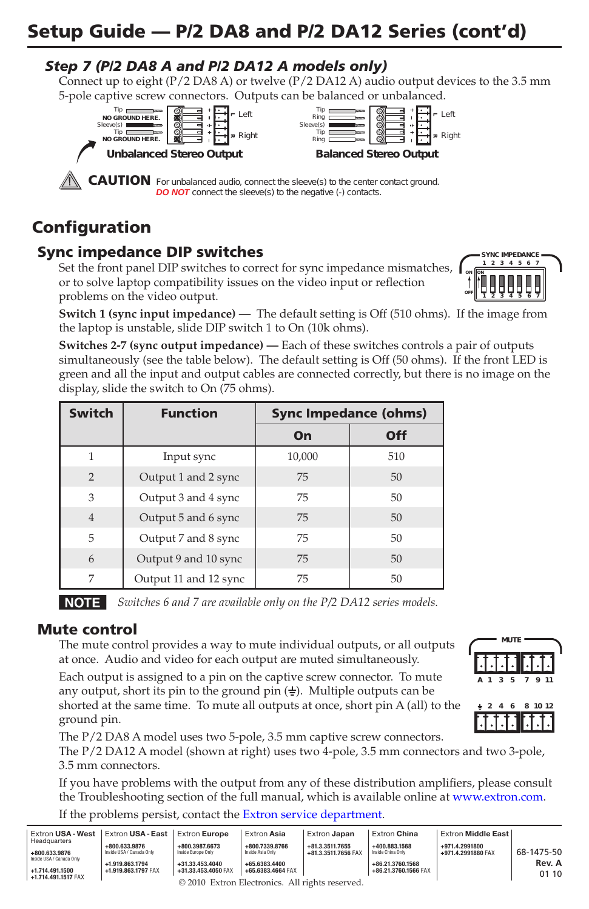# Setup Guide — P/2 DA8 and P/2 DA12 Series (cont'd)

### *Step 7 (P/2 DA8 A and P/2 DA12 A models only)*

Connect up to eight (P/2 DA8 A) or twelve (P/2 DA12 A) audio output devices to the 3.5 mm 5-pole captive screw connectors. Outputs can be balanced or unbalanced.

Tip
NO GROUND HERE.
Sleeve(s)
Tip
NO GROUND HERE.
Left
Right
**Unbalanced Stereo Output**

Tip
Ring
Sleeve(s)
Tip
Ring
Left
Right
**Balanced Stereo Output**

**CAUTION** For unbalanced audio, connect the sleeve(s) to the center contact ground. ***DO NOT*** connect the sleeve(s) to the negative (-) contacts.

## Configuration

### Sync impedance DIP switches

Set the front panel DIP switches to correct for sync impedance mismatches, or to solve laptop compatibility issues on the video input or reflection problems on the video output.

SYNC IMPEDANCE
1 2 3 4 5 6 7
ON
OFF

**Switch 1 (sync input impedance) —** The default setting is Off (510 ohms). If the image from the laptop is unstable, slide DIP switch 1 to On (10k ohms).

**Switches 2-7 (sync output impedance) —** Each of these switches controls a pair of outputs simultaneously (see the table below). The default setting is Off (50 ohms). If the front LED is green and all the input and output cables are connected correctly, but there is no image on the display, slide the switch to On (75 ohms).

| Switch | Function | Sync Impedance (ohms) | |
|---|---|---|---|
| | | On | Off |
| 1 | Input sync | 10,000 | 510 |
| 2 | Output 1 and 2 sync | 75 | 50 |
| 3 | Output 3 and 4 sync | 75 | 50 |
| 4 | Output 5 and 6 sync | 75 | 50 |
| 5 | Output 7 and 8 sync | 75 | 50 |
| 6 | Output 9 and 10 sync | 75 | 50 |
| 7 | Output 11 and 12 sync | 75 | 50 |

**NOTE** *Switches 6 and 7 are available only on the P/2 DA12 series models.*

### Mute control

The mute control provides a way to mute individual outputs, or all outputs at once. Audio and video for each output are muted simultaneously.

Each output is assigned to a pin on the captive screw connector. To mute any output, short its pin to the ground pin (⏚). Multiple outputs can be shorted at the same time. To mute all outputs at once, short pin A (all) to the ground pin.

MUTE
A 1 3 5 7 9 11
⏚ 2 4 6 8 10 12

The P/2 DA8 A model uses two 5-pole, 3.5 mm captive screw connectors. The P/2 DA12 A model (shown at right) uses two 4-pole, 3.5 mm connectors and two 3-pole, 3.5 mm connectors.

If you have problems with the output from any of these distribution amplifiers, please consult the Troubleshooting section of the full manual, which is available online at www.extron.com.

If the problems persist, contact the Extron service department.

| Extron USA - West Headquarters | Extron USA - East | Extron Europe | Extron Asia | Extron Japan | Extron China | Extron Middle East | |
|---|---|---|---|---|---|---|---|
| +800.633.9876 Inside USA / Canada Only | +800.633.9876 Inside USA / Canada Only | +800.3987.6673 Inside Europe Only | +800.7339.8766 Inside Asia Only | +81.3.3511.7655 | +400.883.1568 Inside China Only | +971.4.2991800 | 68-1475-50 |
| +1.714.491.1500 | +1.919.863.1794 | +31.33.453.4040 | +65.6383.4400 | +81.3.3511.7656 FAX | +86.21.3760.1568 | +971.4.2991880 FAX | Rev. A |
| +1.714.491.1517 FAX | +1.919.863.1797 FAX | +31.33.453.4050 FAX | +65.6383.4664 FAX | | +86.21.3760.1566 FAX | | 01 10 |

© 2010 Extron Electronics. All rights reserved.